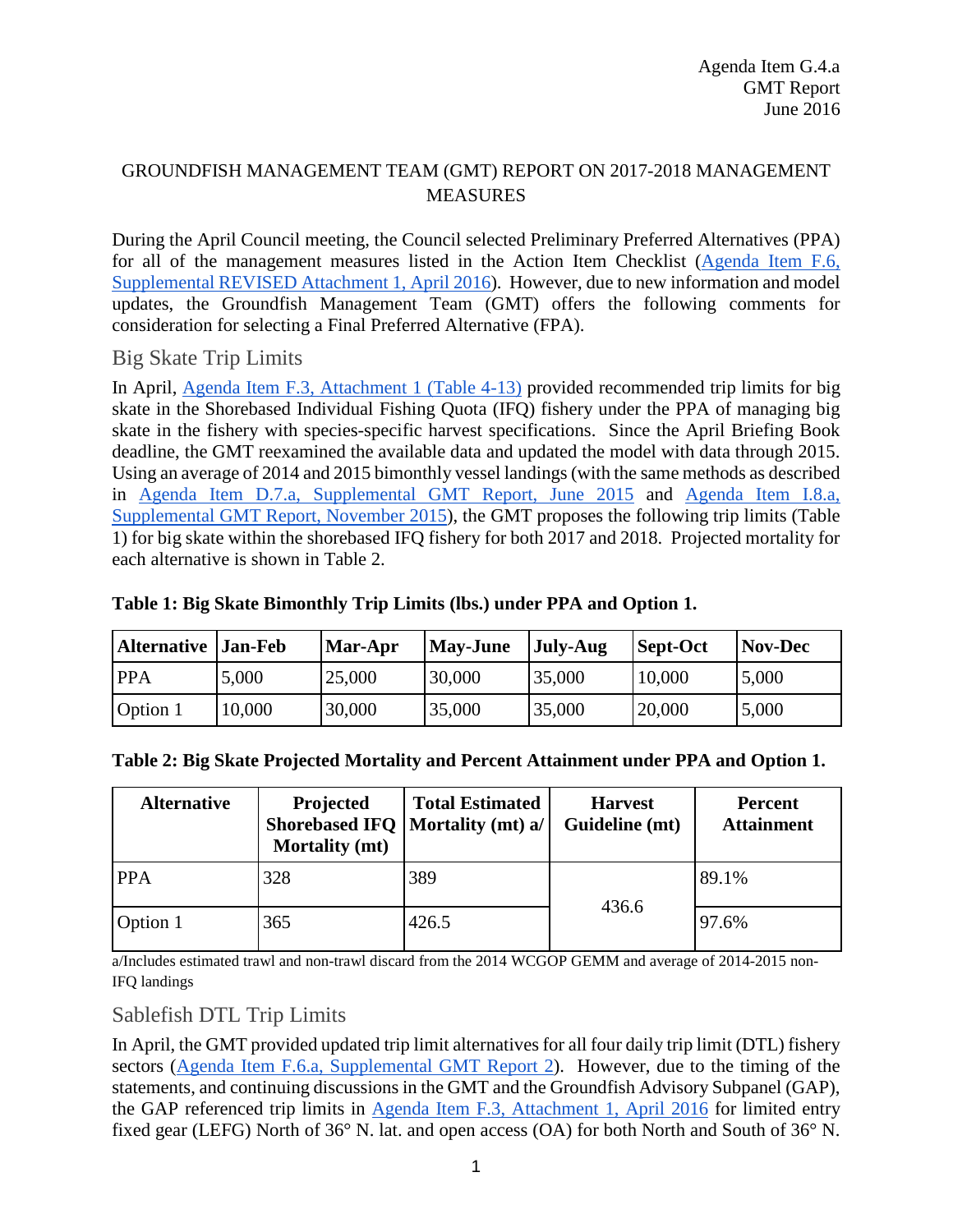Agenda Item G.4.a
GMT Report
June 2016

# GROUNDFISH MANAGEMENT TEAM (GMT) REPORT ON 2017-2018 MANAGEMENT MEASURES

During the April Council meeting, the Council selected Preliminary Preferred Alternatives (PPA) for all of the management measures listed in the Action Item Checklist (Agenda Item F.6, Supplemental REVISED Attachment 1, April 2016). However, due to new information and model updates, the Groundfish Management Team (GMT) offers the following comments for consideration for selecting a Final Preferred Alternative (FPA).

## Big Skate Trip Limits

In April, Agenda Item F.3, Attachment 1 (Table 4-13) provided recommended trip limits for big skate in the Shorebased Individual Fishing Quota (IFQ) fishery under the PPA of managing big skate in the fishery with species-specific harvest specifications. Since the April Briefing Book deadline, the GMT reexamined the available data and updated the model with data through 2015. Using an average of 2014 and 2015 bimonthly vessel landings (with the same methods as described in Agenda Item D.7.a, Supplemental GMT Report, June 2015 and Agenda Item I.8.a, Supplemental GMT Report, November 2015), the GMT proposes the following trip limits (Table 1) for big skate within the shorebased IFQ fishery for both 2017 and 2018. Projected mortality for each alternative is shown in Table 2.

**Table 1: Big Skate Bimonthly Trip Limits (lbs.) under PPA and Option 1.**

| Alternative | Jan-Feb | Mar-Apr | May-June | July-Aug | Sept-Oct | Nov-Dec |
|---|---|---|---|---|---|---|
| PPA | 5,000 | 25,000 | 30,000 | 35,000 | 10,000 | 5,000 |
| Option 1 | 10,000 | 30,000 | 35,000 | 35,000 | 20,000 | 5,000 |

**Table 2: Big Skate Projected Mortality and Percent Attainment under PPA and Option 1.**

| Alternative | Projected Shorebased IFQ Mortality (mt) | Total Estimated Mortality (mt) a/ | Harvest Guideline (mt) | Percent Attainment |
|---|---|---|---|---|
| PPA | 328 | 389 | 436.6 | 89.1% |
| Option 1 | 365 | 426.5 | | 97.6% |

a/Includes estimated trawl and non-trawl discard from the 2014 WCGOP GEMM and average of 2014-2015 non-IFQ landings

## Sablefish DTL Trip Limits

In April, the GMT provided updated trip limit alternatives for all four daily trip limit (DTL) fishery sectors (Agenda Item F.6.a, Supplemental GMT Report 2). However, due to the timing of the statements, and continuing discussions in the GMT and the Groundfish Advisory Subpanel (GAP), the GAP referenced trip limits in Agenda Item F.3, Attachment 1, April 2016 for limited entry fixed gear (LEFG) North of 36° N. lat. and open access (OA) for both North and South of 36° N.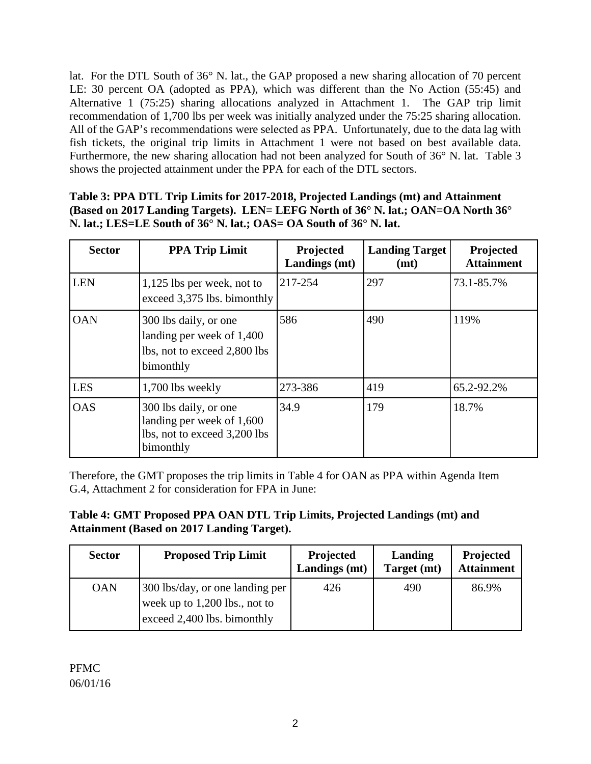lat. For the DTL South of 36° N. lat., the GAP proposed a new sharing allocation of 70 percent LE: 30 percent OA (adopted as PPA), which was different than the No Action (55:45) and Alternative 1 (75:25) sharing allocations analyzed in Attachment 1. The GAP trip limit recommendation of 1,700 lbs per week was initially analyzed under the 75:25 sharing allocation. All of the GAP's recommendations were selected as PPA. Unfortunately, due to the data lag with fish tickets, the original trip limits in Attachment 1 were not based on best available data. Furthermore, the new sharing allocation had not been analyzed for South of 36° N. lat. Table 3 shows the projected attainment under the PPA for each of the DTL sectors.

**Table 3: PPA DTL Trip Limits for 2017-2018, Projected Landings (mt) and Attainment (Based on 2017 Landing Targets). LEN= LEFG North of 36° N. lat.; OAN=OA North 36° N. lat.; LES=LE South of 36° N. lat.; OAS= OA South of 36° N. lat.**

| Sector | PPA Trip Limit | Projected Landings (mt) | Landing Target (mt) | Projected Attainment |
|---|---|---|---|---|
| LEN | 1,125 lbs per week, not to exceed 3,375 lbs. bimonthly | 217-254 | 297 | 73.1-85.7% |
| OAN | 300 lbs daily, or one landing per week of 1,400 lbs, not to exceed 2,800 lbs bimonthly | 586 | 490 | 119% |
| LES | 1,700 lbs weekly | 273-386 | 419 | 65.2-92.2% |
| OAS | 300 lbs daily, or one landing per week of 1,600 lbs, not to exceed 3,200 lbs bimonthly | 34.9 | 179 | 18.7% |

Therefore, the GMT proposes the trip limits in Table 4 for OAN as PPA within Agenda Item G.4, Attachment 2 for consideration for FPA in June:

**Table 4: GMT Proposed PPA OAN DTL Trip Limits, Projected Landings (mt) and Attainment (Based on 2017 Landing Target).**

| Sector | Proposed Trip Limit | Projected Landings (mt) | Landing Target (mt) | Projected Attainment |
|---|---|---|---|---|
| OAN | 300 lbs/day, or one landing per week up to 1,200 lbs., not to exceed 2,400 lbs. bimonthly | 426 | 490 | 86.9% |

PFMC
06/01/16